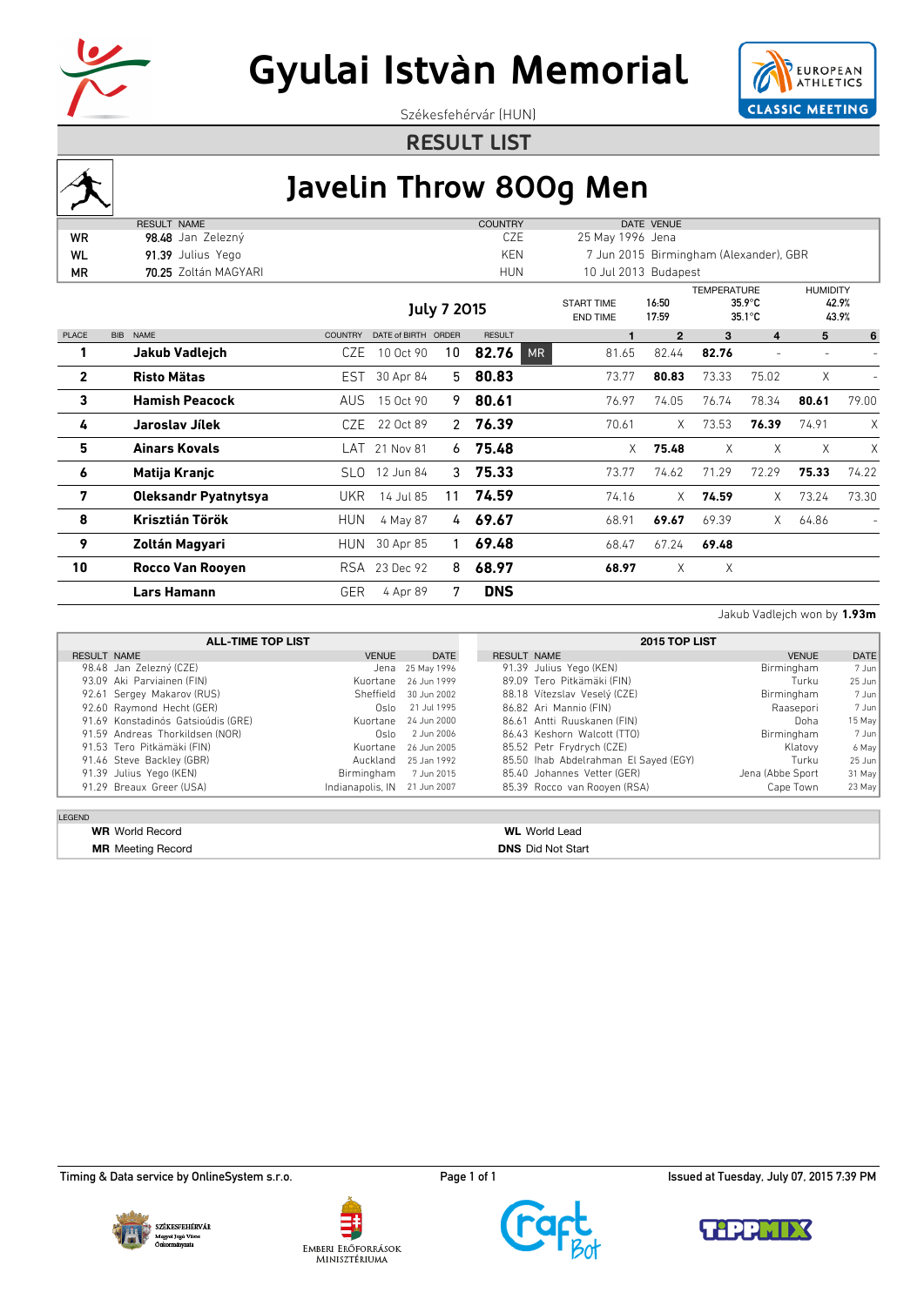# Gyulai Istvàn Memorial

Székesfehérvár (HUN)

## RESULT LIST

# Javelin Throw 800g Men

| | RESULT | NAME | COUNTRY | DATE | VENUE |
|---|---|---|---|---|---|
| WR | 98.48 | Jan Zelezný | CZE | 25 May 1996 | Jena |
| WL | 91.39 | Julius Yego | KEN | 7 Jun 2015 | Birmingham (Alexander), GBR |
| MR | 70.25 | Zoltán MAGYARI | HUN | 10 Jul 2013 | Budapest |

**July 7 2015**

| | | TEMPERATURE | HUMIDITY |
|---|---|---|---|
| START TIME | 16:50 | 35.9°C | 42.9% |
| END TIME | 17:59 | 35.1°C | 43.9% |

| PLACE | NAME | COUNTRY | DATE of BIRTH | ORDER | RESULT | | 1 | 2 | 3 | 4 | 5 | 6 |
|---|---|---|---|---|---|---|---|---|---|---|---|---|
| 1 | **Jakub Vadlejch** | CZE | 10 Oct 90 | 10 | **82.76** | MR | 81.65 | 82.44 | **82.76** | - | - | - |
| 2 | **Risto Mätas** | EST | 30 Apr 84 | 5 | **80.83** | | 73.77 | **80.83** | 73.33 | 75.02 | X | - |
| 3 | **Hamish Peacock** | AUS | 15 Oct 90 | 9 | **80.61** | | 76.97 | 74.05 | 76.74 | 78.34 | **80.61** | 79.00 |
| 4 | **Jaroslav Jílek** | CZE | 22 Oct 89 | 2 | **76.39** | | 70.61 | X | 73.53 | **76.39** | 74.91 | X |
| 5 | **Ainars Kovals** | LAT | 21 Nov 81 | 6 | **75.48** | | X | **75.48** | X | X | X | X |
| 6 | **Matija Kranjc** | SLO | 12 Jun 84 | 3 | **75.33** | | 73.77 | 74.62 | 71.29 | 72.29 | **75.33** | 74.22 |
| 7 | **Oleksandr Pyatnytsya** | UKR | 14 Jul 85 | 11 | **74.59** | | 74.16 | X | **74.59** | X | 73.24 | 73.30 |
| 8 | **Krisztián Török** | HUN | 4 May 87 | 4 | **69.67** | | 68.91 | **69.67** | 69.39 | X | 64.86 | - |
| 9 | **Zoltán Magyari** | HUN | 30 Apr 85 | 1 | **69.48** | | 68.47 | 67.24 | **69.48** | | | |
| 10 | **Rocco Van Rooyen** | RSA | 23 Dec 92 | 8 | **68.97** | | **68.97** | X | X | | | |
| | **Lars Hamann** | GER | 4 Apr 89 | 7 | **DNS** | | | | | | | |

Jakub Vadlejch won by **1.93m**

**ALL-TIME TOP LIST**

| RESULT | NAME | VENUE | DATE |
|---|---|---|---|
| 98.48 | Jan Zelezný (CZE) | Jena | 25 May 1996 |
| 93.09 | Aki Parviainen (FIN) | Kuortane | 26 Jun 1999 |
| 92.61 | Sergey Makarov (RUS) | Sheffield | 30 Jun 2002 |
| 92.60 | Raymond Hecht (GER) | Oslo | 21 Jul 1995 |
| 91.69 | Konstadinós Gatsioúdis (GRE) | Kuortane | 24 Jun 2000 |
| 91.59 | Andreas Thorkildsen (NOR) | Oslo | 2 Jun 2006 |
| 91.53 | Tero Pitkämäki (FIN) | Kuortane | 26 Jun 2005 |
| 91.46 | Steve Backley (GBR) | Auckland | 25 Jan 1992 |
| 91.39 | Julius Yego (KEN) | Birmingham | 7 Jun 2015 |
| 91.29 | Breaux Greer (USA) | Indianapolis, IN | 21 Jun 2007 |

**2015 TOP LIST**

| RESULT | NAME | VENUE | DATE |
|---|---|---|---|
| 91.39 | Julius Yego (KEN) | Birmingham | 7 Jun |
| 89.09 | Tero Pitkämäki (FIN) | Turku | 25 Jun |
| 88.18 | Vítezslav Veselý (CZE) | Birmingham | 7 Jun |
| 86.82 | Ari Mannio (FIN) | Raasepori | 7 Jun |
| 86.61 | Antti Ruuskanen (FIN) | Doha | 15 May |
| 86.43 | Keshorn Walcott (TTO) | Birmingham | 7 Jun |
| 85.52 | Petr Frydrych (CZE) | Klatovy | 6 May |
| 85.50 | Ihab Abdelrahman El Sayed (EGY) | Turku | 25 Jun |
| 85.40 | Johannes Vetter (GER) | Jena (Abbe Sport | 31 May |
| 85.39 | Rocco van Rooyen (RSA) | Cape Town | 23 May |

LEGEND

**WR** World Record
**WL** World Lead
**MR** Meeting Record
**DNS** Did Not Start

Timing & Data service by OnlineSystem s.r.o.

Issued at Tuesday, July 07, 2015 7:39 PM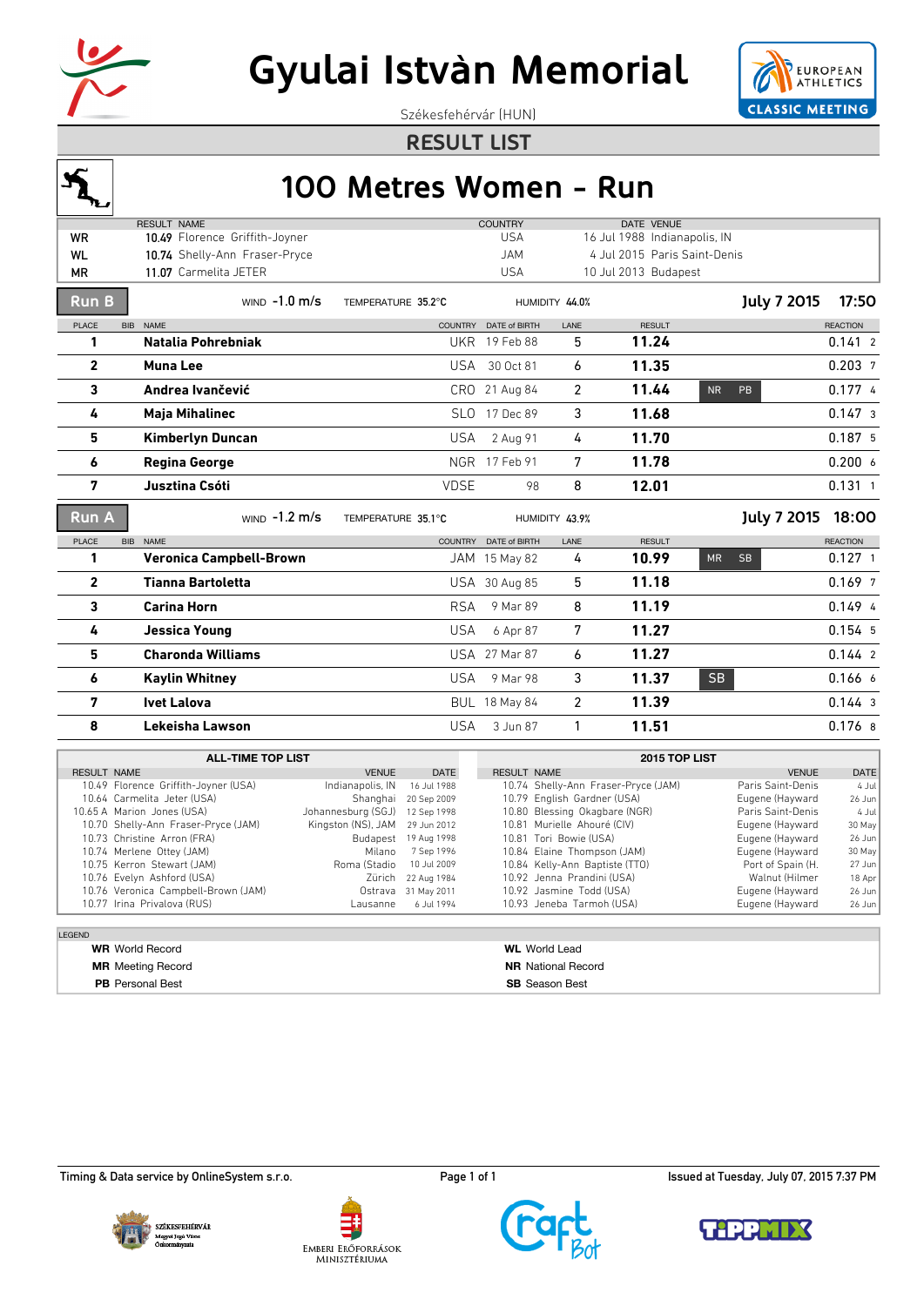# Gyulai Istvàn Memorial

Székesfehérvár (HUN)

## RESULT LIST

# 100 Metres Women - Run

| | RESULT | NAME | COUNTRY | DATE | VENUE |
|---|---|---|---|---|---|
| WR | 10.49 | Florence Griffith-Joyner | USA | 16 Jul 1988 | Indianapolis, IN |
| WL | 10.74 | Shelly-Ann Fraser-Pryce | JAM | 4 Jul 2015 | Paris Saint-Denis |
| MR | 11.07 | Carmelita JETER | USA | 10 Jul 2013 | Budapest |

**Run B** WIND -1.0 m/s TEMPERATURE 35.2°C HUMIDITY 44.0% July 7 2015 17:50

| PLACE | BIB | NAME | COUNTRY | DATE of BIRTH | LANE | RESULT | | REACTION |
|---|---|---|---|---|---|---|---|---|
| 1 | | Natalia Pohrebniak | UKR | 19 Feb 88 | 5 | 11.24 | | 0.141 2 |
| 2 | | Muna Lee | USA | 30 Oct 81 | 6 | 11.35 | | 0.203 7 |
| 3 | | Andrea Ivančević | CRO | 21 Aug 84 | 2 | 11.44 | NR PB | 0.177 4 |
| 4 | | Maja Mihalinec | SLO | 17 Dec 89 | 3 | 11.68 | | 0.147 3 |
| 5 | | Kimberlyn Duncan | USA | 2 Aug 91 | 4 | 11.70 | | 0.187 5 |
| 6 | | Regina George | NGR | 17 Feb 91 | 7 | 11.78 | | 0.200 6 |
| 7 | | Jusztina Csóti | VDSE | 98 | 8 | 12.01 | | 0.131 1 |

**Run A** WIND -1.2 m/s TEMPERATURE 35.1°C HUMIDITY 43.9% July 7 2015 18:00

| PLACE | BIB | NAME | COUNTRY | DATE of BIRTH | LANE | RESULT | | REACTION |
|---|---|---|---|---|---|---|---|---|
| 1 | | Veronica Campbell-Brown | JAM | 15 May 82 | 4 | 10.99 | MR SB | 0.127 1 |
| 2 | | Tianna Bartoletta | USA | 30 Aug 85 | 5 | 11.18 | | 0.169 7 |
| 3 | | Carina Horn | RSA | 9 Mar 89 | 8 | 11.19 | | 0.149 4 |
| 4 | | Jessica Young | USA | 6 Apr 87 | 7 | 11.27 | | 0.154 5 |
| 5 | | Charonda Williams | USA | 27 Mar 87 | 6 | 11.27 | | 0.144 2 |
| 6 | | Kaylin Whitney | USA | 9 Mar 98 | 3 | 11.37 | SB | 0.166 6 |
| 7 | | Ivet Lalova | BUL | 18 May 84 | 2 | 11.39 | | 0.144 3 |
| 8 | | Lekeisha Lawson | USA | 3 Jun 87 | 1 | 11.51 | | 0.176 8 |

**ALL-TIME TOP LIST**

| RESULT | NAME | VENUE | DATE |
|---|---|---|---|
| 10.49 | Florence Griffith-Joyner (USA) | Indianapolis, IN | 16 Jul 1988 |
| 10.64 | Carmelita Jeter (USA) | Shanghai | 20 Sep 2009 |
| 10.65 A | Marion Jones (USA) | Johannesburg (SGJ) | 12 Sep 1998 |
| 10.70 | Shelly-Ann Fraser-Pryce (JAM) | Kingston (NS), JAM | 29 Jun 2012 |
| 10.73 | Christine Arron (FRA) | Budapest | 19 Aug 1998 |
| 10.74 | Merlene Ottey (JAM) | Milano | 7 Sep 1996 |
| 10.75 | Kerron Stewart (JAM) | Roma (Stadio | 10 Jul 2009 |
| 10.76 | Evelyn Ashford (USA) | Zürich | 22 Aug 1984 |
| 10.76 | Veronica Campbell-Brown (JAM) | Ostrava | 31 May 2011 |
| 10.77 | Irina Privalova (RUS) | Lausanne | 6 Jul 1994 |

**2015 TOP LIST**

| RESULT | NAME | VENUE | DATE |
|---|---|---|---|
| 10.74 | Shelly-Ann Fraser-Pryce (JAM) | Paris Saint-Denis | 4 Jul |
| 10.79 | English Gardner (USA) | Eugene (Hayward | 26 Jun |
| 10.80 | Blessing Okagbare (NGR) | Paris Saint-Denis | 4 Jul |
| 10.81 | Murielle Ahouré (CIV) | Eugene (Hayward | 30 May |
| 10.81 | Tori Bowie (USA) | Eugene (Hayward | 26 Jun |
| 10.84 | Elaine Thompson (JAM) | Eugene (Hayward | 30 May |
| 10.84 | Kelly-Ann Baptiste (TTO) | Port of Spain (H. | 27 Jun |
| 10.92 | Jenna Prandini (USA) | Walnut (Hilmer | 18 Apr |
| 10.92 | Jasmine Todd (USA) | Eugene (Hayward | 26 Jun |
| 10.93 | Jeneba Tarmoh (USA) | Eugene (Hayward | 26 Jun |

LEGEND

| | |
|---|---|
| **WR** World Record | **WL** World Lead |
| **MR** Meeting Record | **NR** National Record |
| **PB** Personal Best | **SB** Season Best |

Timing & Data service by OnlineSystem s.r.o. Issued at Tuesday, July 07, 2015 7:37 PM